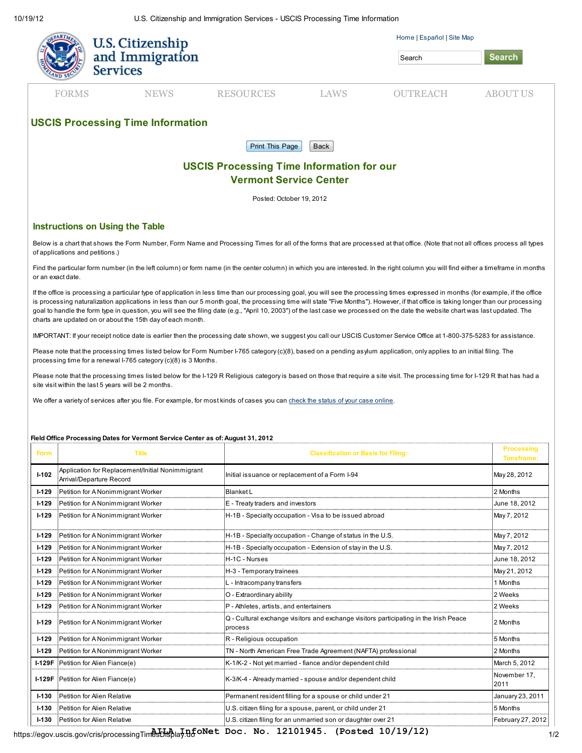## USCIS Processing Time Information

### USCIS Processing Time Information for our Vermont Service Center

Posted: October 19, 2012

### Instructions on Using the Table

Below is a chart that shows the Form Number, Form Name and Processing Times for all of the forms that are processed at that office. (Note that not all offices process all types of applications and petitions.)

Find the particular form number (in the left column) or form name (in the center column) in which you are interested. In the right column you will find either a timeframe in months or an exact date.

If the office is processing a particular type of application in less time than our processing goal, you will see the processing times expressed in months (for example, if the office is processing naturalization applications in less than our 5 month goal, the processing time will state "Five Months"). However, if that office is taking longer than our processing goal to handle the form type in question, you will see the filing date (e.g., "April 10, 2003") of the last case we processed on the date the website chart was last updated. The charts are updated on or about the 15th day of each month.

IMPORTANT: If your receipt notice date is earlier then the processing date shown, we suggest you call our USCIS Customer Service Office at 1-800-375-5283 for assistance.

Please note that the processing times listed below for Form Number I-765 category (c)(8), based on a pending asylum application, only applies to an initial filing. The processing time for a renewal I-765 category (c)(8) is 3 Months.

Please note that the processing times listed below for the I-129 R Religious category is based on those that require a site visit. The processing time for I-129 R that has had a site visit within the last 5 years will be 2 months.

We offer a variety of services after you file. For example, for most kinds of cases you can check the status of your case online.

**Field Office Processing Dates for Vermont Service Center as of: August 31, 2012**

| Form | Title | Classification or Basis for Filing: | Processing Timeframe: |
|---|---|---|---|
| I-102 | Application for Replacement/Initial Nonimmigrant Arrival/Departure Record | Initial issuance or replacement of a Form I-94 | May 28, 2012 |
| I-129 | Petition for A Nonimmigrant Worker | Blanket L | 2 Months |
| I-129 | Petition for A Nonimmigrant Worker | E - Treaty traders and investors | June 18, 2012 |
| I-129 | Petition for A Nonimmigrant Worker | H-1B - Specialty occupation - Visa to be issued abroad | May 7, 2012 |
| I-129 | Petition for A Nonimmigrant Worker | H-1B - Specialty occupation - Change of status in the U.S. | May 7, 2012 |
| I-129 | Petition for A Nonimmigrant Worker | H-1B - Specialty occupation - Extension of stay in the U.S. | May 7, 2012 |
| I-129 | Petition for A Nonimmigrant Worker | H-1C - Nurses | June 18, 2012 |
| I-129 | Petition for A Nonimmigrant Worker | H-3 - Temporary trainees | May 21, 2012 |
| I-129 | Petition for A Nonimmigrant Worker | L - Intracompany transfers | 1 Months |
| I-129 | Petition for A Nonimmigrant Worker | O - Extraordinary ability | 2 Weeks |
| I-129 | Petition for A Nonimmigrant Worker | P - Athletes, artists, and entertainers | 2 Weeks |
| I-129 | Petition for A Nonimmigrant Worker | Q - Cultural exchange visitors and exchange visitors participating in the Irish Peace process | 2 Months |
| I-129 | Petition for A Nonimmigrant Worker | R - Religious occupation | 5 Months |
| I-129 | Petition for A Nonimmigrant Worker | TN - North American Free Trade Agreement (NAFTA) professional | 2 Months |
| I-129F | Petition for Alien Fiance(e) | K-1/K-2 - Not yet married - fiance and/or dependent child | March 5, 2012 |
| I-129F | Petition for Alien Fiance(e) | K-3/K-4 - Already married - spouse and/or dependent child | November 17, 2011 |
| I-130 | Petition for Alien Relative | Permanent resident filling for a spouse or child under 21 | January 23, 2011 |
| I-130 | Petition for Alien Relative | U.S. citizen filing for a spouse, parent, or child under 21 | 5 Months |
| I-130 | Petition for Alien Relative | U.S. citizen filing for an unmarried son or daughter over 21 | February 27, 2012 |

AILA InfoNet Doc. No. 12101945. (Posted 10/19/12)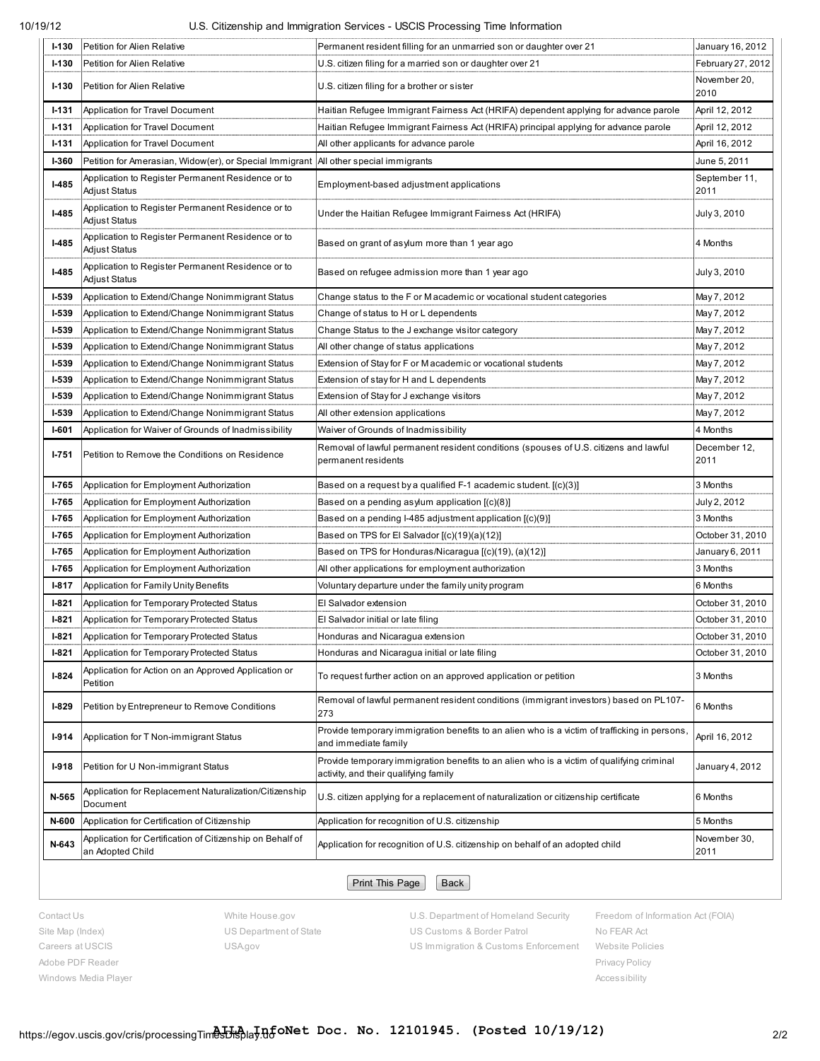| | | | |
|---|---|---|---|
| **I-130** | Petition for Alien Relative | Permanent resident filling for an unmarried son or daughter over 21 | January 16, 2012 |
| **I-130** | Petition for Alien Relative | U.S. citizen filing for a married son or daughter over 21 | February 27, 2012 |
| **I-130** | Petition for Alien Relative | U.S. citizen filing for a brother or sister | November 20, 2010 |
| **I-131** | Application for Travel Document | Haitian Refugee Immigrant Fairness Act (HRIFA) dependent applying for advance parole | April 12, 2012 |
| **I-131** | Application for Travel Document | Haitian Refugee Immigrant Fairness Act (HRIFA) principal applying for advance parole | April 12, 2012 |
| **I-131** | Application for Travel Document | All other applicants for advance parole | April 16, 2012 |
| **I-360** | Petition for Amerasian, Widow(er), or Special Immigrant | All other special immigrants | June 5, 2011 |
| **I-485** | Application to Register Permanent Residence or to Adjust Status | Employment-based adjustment applications | September 11, 2011 |
| **I-485** | Application to Register Permanent Residence or to Adjust Status | Under the Haitian Refugee Immigrant Fairness Act (HRIFA) | July 3, 2010 |
| **I-485** | Application to Register Permanent Residence or to Adjust Status | Based on grant of asylum more than 1 year ago | 4 Months |
| **I-485** | Application to Register Permanent Residence or to Adjust Status | Based on refugee admission more than 1 year ago | July 3, 2010 |
| **I-539** | Application to Extend/Change Nonimmigrant Status | Change status to the F or M academic or vocational student categories | May 7, 2012 |
| **I-539** | Application to Extend/Change Nonimmigrant Status | Change of status to H or L dependents | May 7, 2012 |
| **I-539** | Application to Extend/Change Nonimmigrant Status | Change Status to the J exchange visitor category | May 7, 2012 |
| **I-539** | Application to Extend/Change Nonimmigrant Status | All other change of status applications | May 7, 2012 |
| **I-539** | Application to Extend/Change Nonimmigrant Status | Extension of Stay for F or M academic or vocational students | May 7, 2012 |
| **I-539** | Application to Extend/Change Nonimmigrant Status | Extension of stay for H and L dependents | May 7, 2012 |
| **I-539** | Application to Extend/Change Nonimmigrant Status | Extension of Stay for J exchange visitors | May 7, 2012 |
| **I-539** | Application to Extend/Change Nonimmigrant Status | All other extension applications | May 7, 2012 |
| **I-601** | Application for Waiver of Grounds of Inadmissibility | Waiver of Grounds of Inadmissibility | 4 Months |
| **I-751** | Petition to Remove the Conditions on Residence | Removal of lawful permanent resident conditions (spouses of U.S. citizens and lawful permanent residents | December 12, 2011 |
| **I-765** | Application for Employment Authorization | Based on a request by a qualified F-1 academic student. [(c)(3)] | 3 Months |
| **I-765** | Application for Employment Authorization | Based on a pending asylum application [(c)(8)] | July 2, 2012 |
| **I-765** | Application for Employment Authorization | Based on a pending I-485 adjustment application [(c)(9)] | 3 Months |
| **I-765** | Application for Employment Authorization | Based on TPS for El Salvador [(c)(19)(a)(12)] | October 31, 2010 |
| **I-765** | Application for Employment Authorization | Based on TPS for Honduras/Nicaragua [(c)(19), (a)(12)] | January 6, 2011 |
| **I-765** | Application for Employment Authorization | All other applications for employment authorization | 3 Months |
| **I-817** | Application for Family Unity Benefits | Voluntary departure under the family unity program | 6 Months |
| **I-821** | Application for Temporary Protected Status | El Salvador extension | October 31, 2010 |
| **I-821** | Application for Temporary Protected Status | El Salvador initial or late filing | October 31, 2010 |
| **I-821** | Application for Temporary Protected Status | Honduras and Nicaragua extension | October 31, 2010 |
| **I-821** | Application for Temporary Protected Status | Honduras and Nicaragua initial or late filing | October 31, 2010 |
| **I-824** | Application for Action on an Approved Application or Petition | To request further action on an approved application or petition | 3 Months |
| **I-829** | Petition by Entrepreneur to Remove Conditions | Removal of lawful permanent resident conditions (immigrant investors) based on PL107-273 | 6 Months |
| **I-914** | Application for T Non-immigrant Status | Provide temporary immigration benefits to an alien who is a victim of trafficking in persons, and immediate family | April 16, 2012 |
| **I-918** | Petition for U Non-immigrant Status | Provide temporary immigration benefits to an alien who is a victim of qualifying criminal activity, and their qualifying family | January 4, 2012 |
| **N-565** | Application for Replacement Naturalization/Citizenship Document | U.S. citizen applying for a replacement of naturalization or citizenship certificate | 6 Months |
| **N-600** | Application for Certification of Citizenship | Application for recognition of U.S. citizenship | 5 Months |
| **N-643** | Application for Certification of Citizenship on Behalf of an Adopted Child | Application for recognition of U.S. citizenship on behalf of an adopted child | November 30, 2011 |

Print This Page | Back

Contact Us
Site Map (Index)
Careers at USCIS
Adobe PDF Reader
Windows Media Player

White House.gov
US Department of State
USA.gov

U.S. Department of Homeland Security
US Customs & Border Patrol
US Immigration & Customs Enforcement

Freedom of Information Act (FOIA)
No FEAR Act
Website Policies
Privacy Policy
Accessibility

AILA InfoNet Doc. No. 12101945. (Posted 10/19/12)